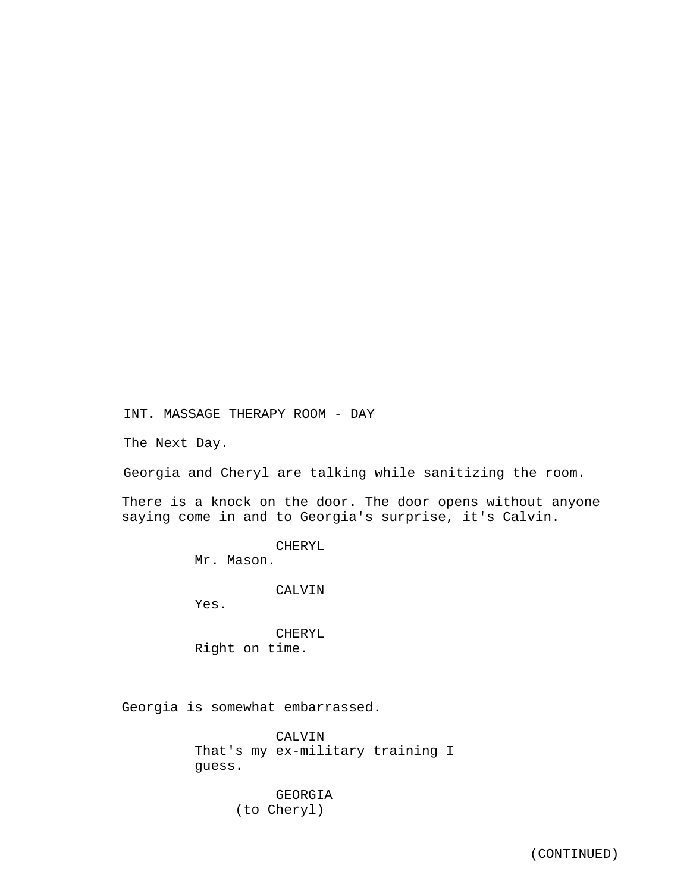INT. MASSAGE THERAPY ROOM - DAY

The Next Day.

Georgia and Cheryl are talking while sanitizing the room.

There is a knock on the door. The door opens without anyone saying come in and to Georgia's surprise, it's Calvin.

CHERYL
Mr. Mason.

CALVIN
Yes.

CHERYL
Right on time.

Georgia is somewhat embarrassed.

CALVIN
That's my ex-military training I guess.

GEORGIA
(to Cheryl)

(CONTINUED)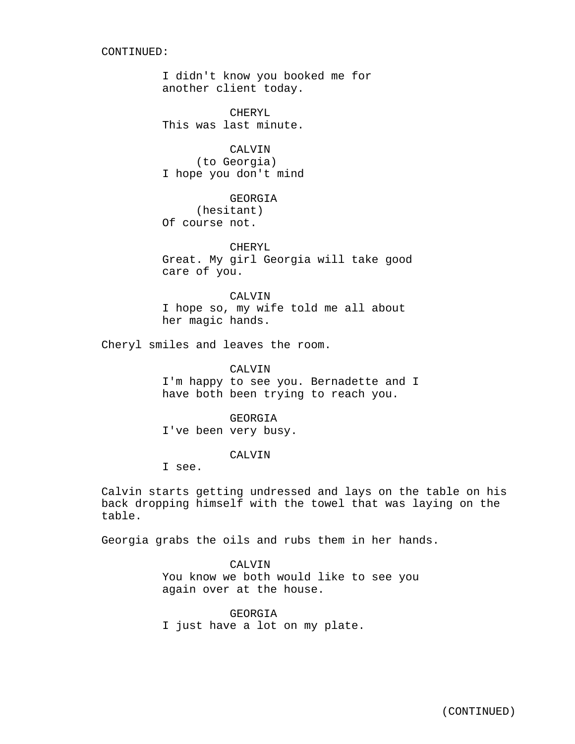CONTINUED:

I didn't know you booked me for
another client today.

CHERYL
This was last minute.

CALVIN
(to Georgia)
I hope you don't mind

GEORGIA
(hesitant)
Of course not.

CHERYL
Great. My girl Georgia will take good
care of you.

CALVIN
I hope so, my wife told me all about
her magic hands.

Cheryl smiles and leaves the room.

CALVIN
I'm happy to see you. Bernadette and I
have both been trying to reach you.

GEORGIA
I've been very busy.

CALVIN
I see.

Calvin starts getting undressed and lays on the table on his back dropping himself with the towel that was laying on the table.

Georgia grabs the oils and rubs them in her hands.

CALVIN
You know we both would like to see you
again over at the house.

GEORGIA
I just have a lot on my plate.

(CONTINUED)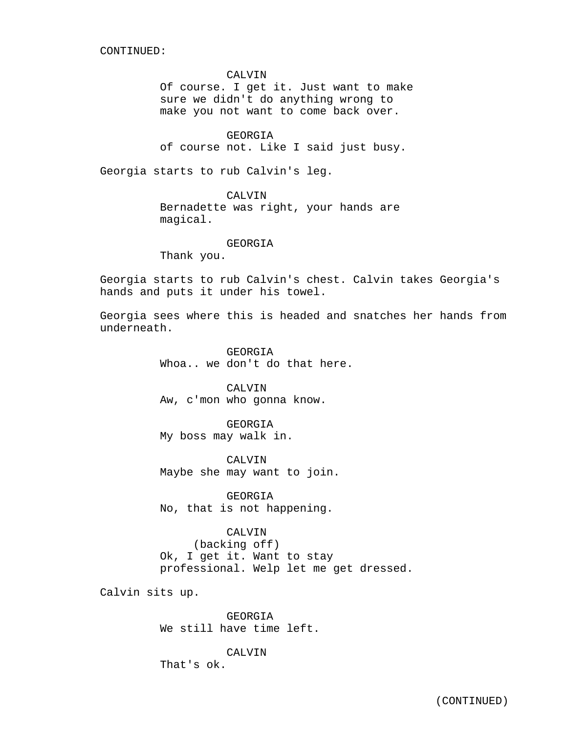CONTINUED:

CALVIN
Of course. I get it. Just want to make sure we didn't do anything wrong to make you not want to come back over.

GEORGIA
of course not. Like I said just busy.

Georgia starts to rub Calvin's leg.

CALVIN
Bernadette was right, your hands are magical.

GEORGIA
Thank you.

Georgia starts to rub Calvin's chest. Calvin takes Georgia's hands and puts it under his towel.

Georgia sees where this is headed and snatches her hands from underneath.

GEORGIA
Whoa.. we don't do that here.

CALVIN
Aw, c'mon who gonna know.

GEORGIA
My boss may walk in.

CALVIN
Maybe she may want to join.

GEORGIA
No, that is not happening.

CALVIN
(backing off)
Ok, I get it. Want to stay professional. Welp let me get dressed.

Calvin sits up.

GEORGIA
We still have time left.

CALVIN
That's ok.

(CONTINUED)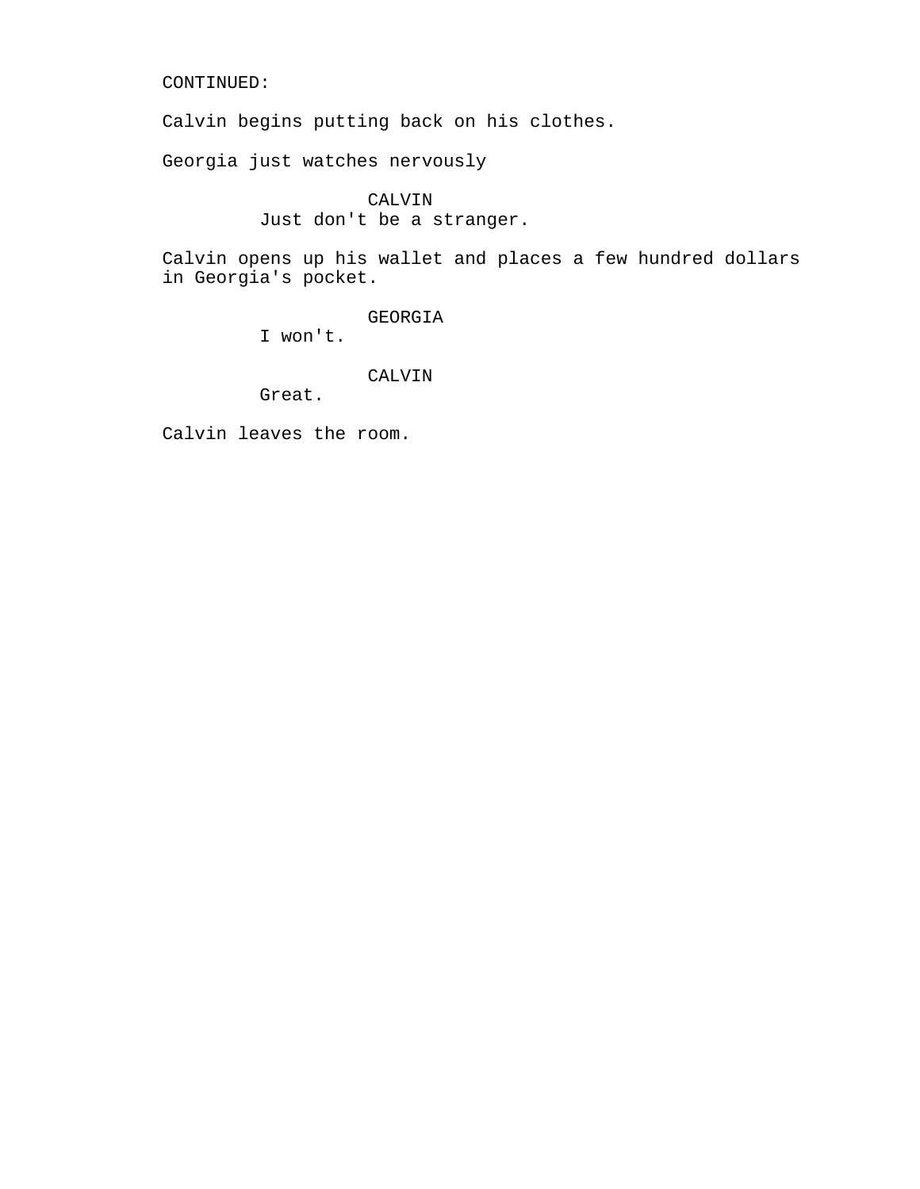CONTINUED:

Calvin begins putting back on his clothes.

Georgia just watches nervously

CALVIN
Just don't be a stranger.

Calvin opens up his wallet and places a few hundred dollars in Georgia's pocket.

GEORGIA
I won't.

CALVIN
Great.

Calvin leaves the room.